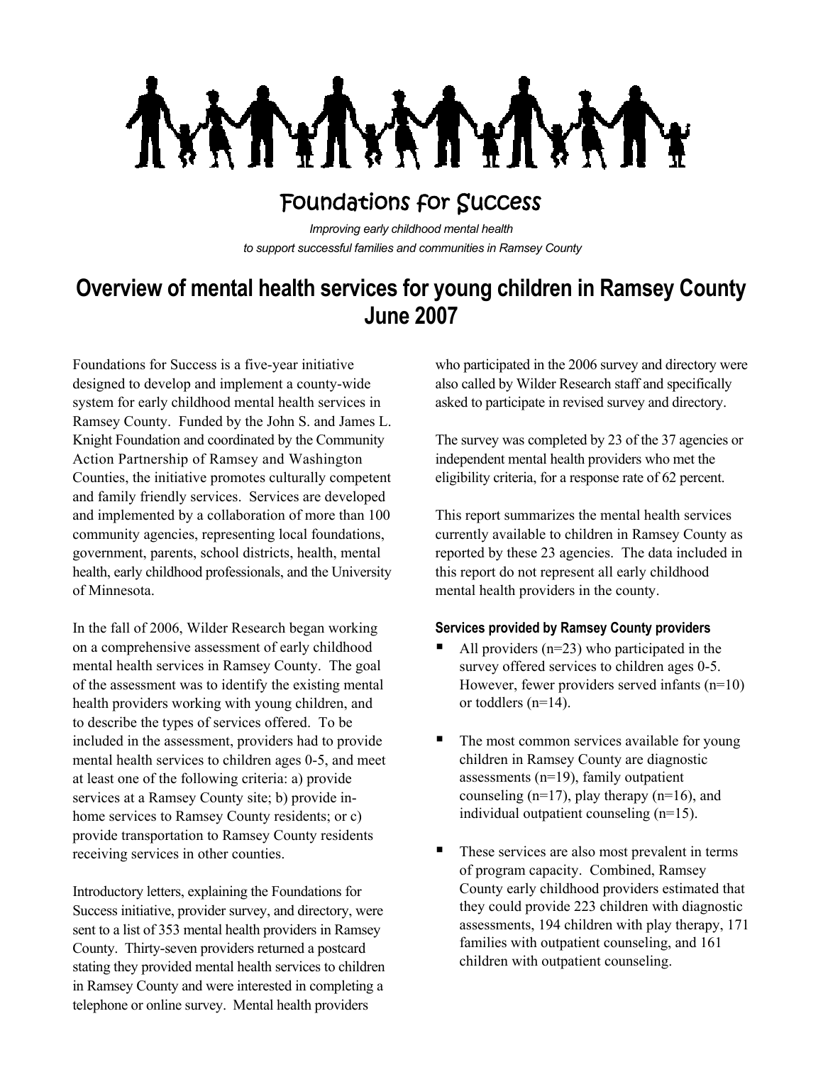# Foundations for Success

*Improving early childhood mental health*
*to support successful families and communities in Ramsey County*

## Overview of mental health services for young children in Ramsey County June 2007

Foundations for Success is a five-year initiative designed to develop and implement a county-wide system for early childhood mental health services in Ramsey County. Funded by the John S. and James L. Knight Foundation and coordinated by the Community Action Partnership of Ramsey and Washington Counties, the initiative promotes culturally competent and family friendly services. Services are developed and implemented by a collaboration of more than 100 community agencies, representing local foundations, government, parents, school districts, health, mental health, early childhood professionals, and the University of Minnesota.

In the fall of 2006, Wilder Research began working on a comprehensive assessment of early childhood mental health services in Ramsey County. The goal of the assessment was to identify the existing mental health providers working with young children, and to describe the types of services offered. To be included in the assessment, providers had to provide mental health services to children ages 0-5, and meet at least one of the following criteria: a) provide services at a Ramsey County site; b) provide in-home services to Ramsey County residents; or c) provide transportation to Ramsey County residents receiving services in other counties.

Introductory letters, explaining the Foundations for Success initiative, provider survey, and directory, were sent to a list of 353 mental health providers in Ramsey County. Thirty-seven providers returned a postcard stating they provided mental health services to children in Ramsey County and were interested in completing a telephone or online survey. Mental health providers who participated in the 2006 survey and directory were also called by Wilder Research staff and specifically asked to participate in revised survey and directory.

The survey was completed by 23 of the 37 agencies or independent mental health providers who met the eligibility criteria, for a response rate of 62 percent.

This report summarizes the mental health services currently available to children in Ramsey County as reported by these 23 agencies. The data included in this report do not represent all early childhood mental health providers in the county.

#### Services provided by Ramsey County providers

- All providers (n=23) who participated in the survey offered services to children ages 0-5. However, fewer providers served infants (n=10) or toddlers (n=14).
- The most common services available for young children in Ramsey County are diagnostic assessments (n=19), family outpatient counseling (n=17), play therapy (n=16), and individual outpatient counseling (n=15).
- These services are also most prevalent in terms of program capacity. Combined, Ramsey County early childhood providers estimated that they could provide 223 children with diagnostic assessments, 194 children with play therapy, 171 families with outpatient counseling, and 161 children with outpatient counseling.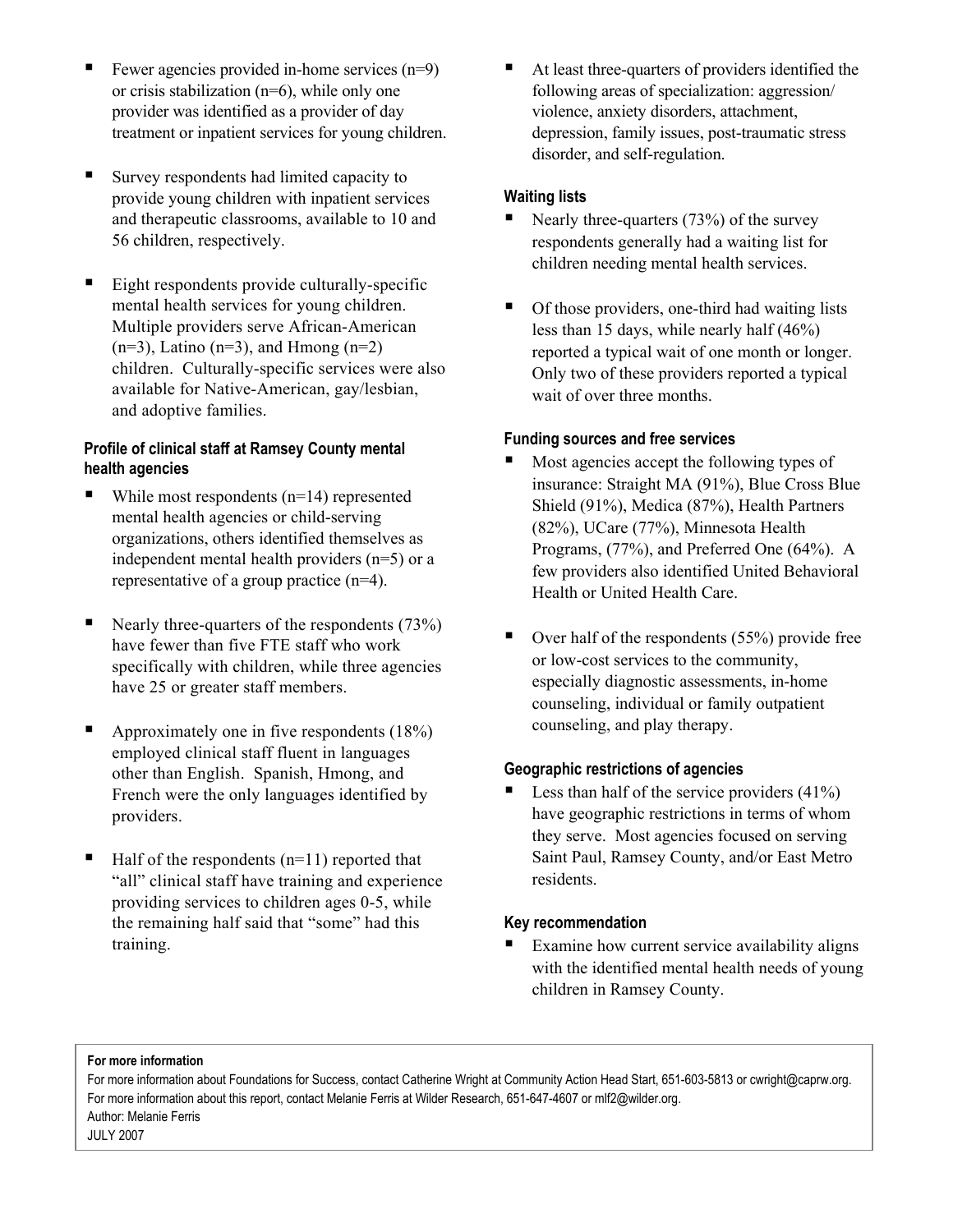- Fewer agencies provided in-home services (n=9) or crisis stabilization (n=6), while only one provider was identified as a provider of day treatment or inpatient services for young children.
- Survey respondents had limited capacity to provide young children with inpatient services and therapeutic classrooms, available to 10 and 56 children, respectively.
- Eight respondents provide culturally-specific mental health services for young children. Multiple providers serve African-American (n=3), Latino (n=3), and Hmong (n=2) children. Culturally-specific services were also available for Native-American, gay/lesbian, and adoptive families.

#### Profile of clinical staff at Ramsey County mental health agencies

- While most respondents (n=14) represented mental health agencies or child-serving organizations, others identified themselves as independent mental health providers (n=5) or a representative of a group practice (n=4).
- Nearly three-quarters of the respondents (73%) have fewer than five FTE staff who work specifically with children, while three agencies have 25 or greater staff members.
- Approximately one in five respondents (18%) employed clinical staff fluent in languages other than English. Spanish, Hmong, and French were the only languages identified by providers.
- Half of the respondents (n=11) reported that "all" clinical staff have training and experience providing services to children ages 0-5, while the remaining half said that "some" had this training.
- At least three-quarters of providers identified the following areas of specialization: aggression/ violence, anxiety disorders, attachment, depression, family issues, post-traumatic stress disorder, and self-regulation.

#### Waiting lists

- Nearly three-quarters (73%) of the survey respondents generally had a waiting list for children needing mental health services.
- Of those providers, one-third had waiting lists less than 15 days, while nearly half (46%) reported a typical wait of one month or longer. Only two of these providers reported a typical wait of over three months.

#### Funding sources and free services

- Most agencies accept the following types of insurance: Straight MA (91%), Blue Cross Blue Shield (91%), Medica (87%), Health Partners (82%), UCare (77%), Minnesota Health Programs, (77%), and Preferred One (64%). A few providers also identified United Behavioral Health or United Health Care.
- Over half of the respondents (55%) provide free or low-cost services to the community, especially diagnostic assessments, in-home counseling, individual or family outpatient counseling, and play therapy.

#### Geographic restrictions of agencies

- Less than half of the service providers (41%) have geographic restrictions in terms of whom they serve. Most agencies focused on serving Saint Paul, Ramsey County, and/or East Metro residents.

#### Key recommendation

- Examine how current service availability aligns with the identified mental health needs of young children in Ramsey County.

**For more information**

For more information about Foundations for Success, contact Catherine Wright at Community Action Head Start, 651-603-5813 or cwright@caprw.org.
For more information about this report, contact Melanie Ferris at Wilder Research, 651-647-4607 or mlf2@wilder.org.
Author: Melanie Ferris
JULY 2007